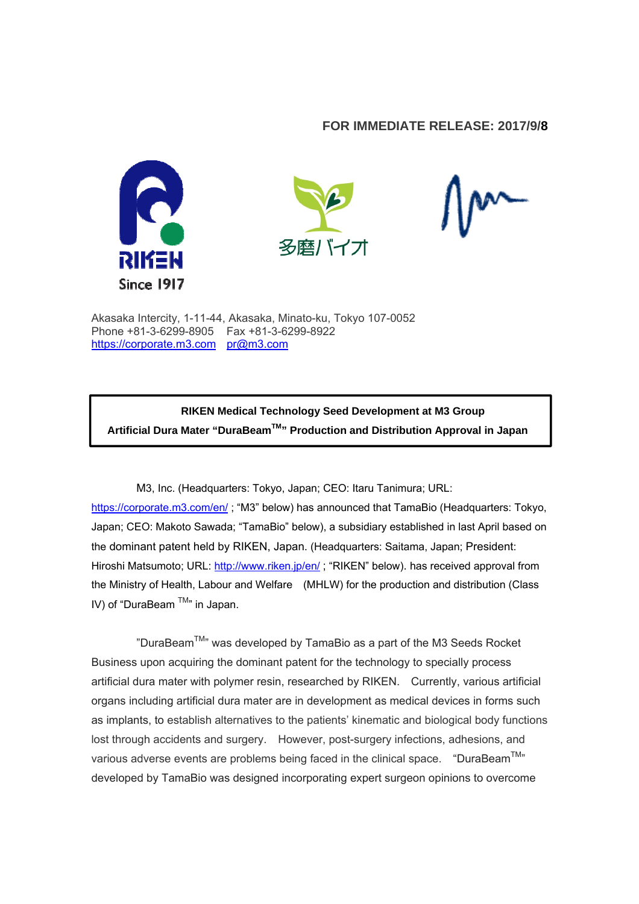**FOR IMMEDIATE RELEASE: 2017/9/8**

RIKEN

Since 1917

多摩バイオ

Akasaka Intercity, 1-11-44, Akasaka, Minato-ku, Tokyo 107-0052
Phone +81-3-6299-8905　Fax +81-3-6299-8922
https://corporate.m3.com　pr@m3.com

**RIKEN Medical Technology Seed Development at M3 Group**
**Artificial Dura Mater "DuraBeam™" Production and Distribution Approval in Japan**

M3, Inc. (Headquarters: Tokyo, Japan; CEO: Itaru Tanimura; URL: https://corporate.m3.com/en/ ; "M3" below) has announced that TamaBio (Headquarters: Tokyo, Japan; CEO: Makoto Sawada; "TamaBio" below), a subsidiary established in last April based on the dominant patent held by RIKEN, Japan. (Headquarters: Saitama, Japan; President: Hiroshi Matsumoto; URL: http://www.riken.jp/en/ ; "RIKEN" below). has received approval from the Ministry of Health, Labour and Welfare (MHLW) for the production and distribution (Class IV) of "DuraBeam ™" in Japan.

"DuraBeam™" was developed by TamaBio as a part of the M3 Seeds Rocket Business upon acquiring the dominant patent for the technology to specially process artificial dura mater with polymer resin, researched by RIKEN. Currently, various artificial organs including artificial dura mater are in development as medical devices in forms such as implants, to establish alternatives to the patients' kinematic and biological body functions lost through accidents and surgery. However, post-surgery infections, adhesions, and various adverse events are problems being faced in the clinical space. "DuraBeam™" developed by TamaBio was designed incorporating expert surgeon opinions to overcome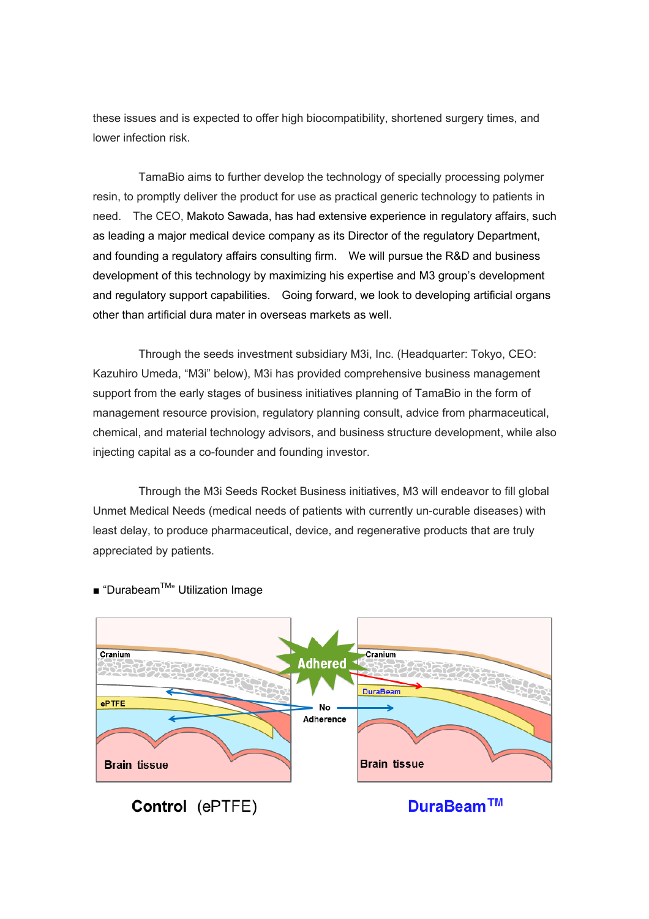these issues and is expected to offer high biocompatibility, shortened surgery times, and lower infection risk.

TamaBio aims to further develop the technology of specially processing polymer resin, to promptly deliver the product for use as practical generic technology to patients in need. The CEO, Makoto Sawada, has had extensive experience in regulatory affairs, such as leading a major medical device company as its Director of the regulatory Department, and founding a regulatory affairs consulting firm. We will pursue the R&D and business development of this technology by maximizing his expertise and M3 group's development and regulatory support capabilities. Going forward, we look to developing artificial organs other than artificial dura mater in overseas markets as well.

Through the seeds investment subsidiary M3i, Inc. (Headquarter: Tokyo, CEO: Kazuhiro Umeda, "M3i" below), M3i has provided comprehensive business management support from the early stages of business initiatives planning of TamaBio in the form of management resource provision, regulatory planning consult, advice from pharmaceutical, chemical, and material technology advisors, and business structure development, while also injecting capital as a co-founder and founding investor.

Through the M3i Seeds Rocket Business initiatives, M3 will endeavor to fill global Unmet Medical Needs (medical needs of patients with currently un-curable diseases) with least delay, to produce pharmaceutical, device, and regenerative products that are truly appreciated by patients.

■ "Durabeam™" Utilization Image

Control (ePTFE) DuraBeam™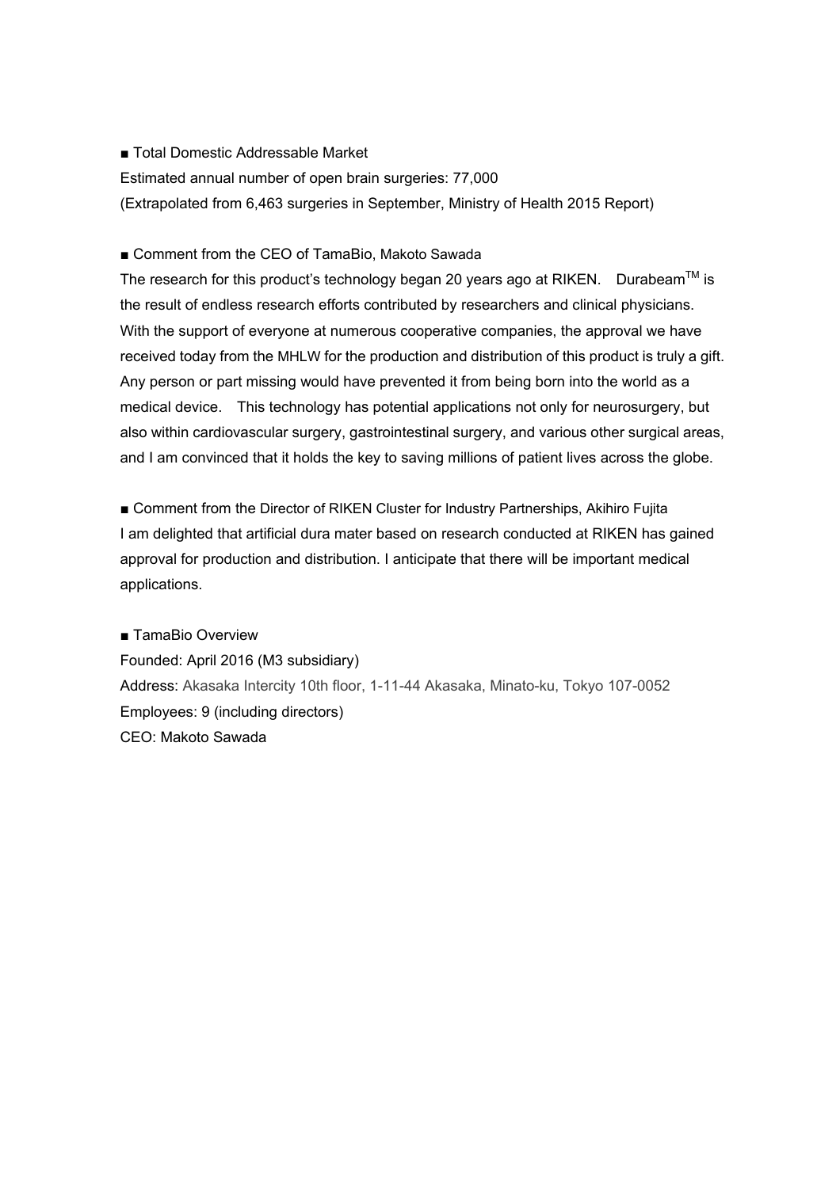■ Total Domestic Addressable Market

Estimated annual number of open brain surgeries: 77,000
(Extrapolated from 6,463 surgeries in September, Ministry of Health 2015 Report)

■ Comment from the CEO of TamaBio, Makoto Sawada

The research for this product's technology began 20 years ago at RIKEN. Durabeam™ is the result of endless research efforts contributed by researchers and clinical physicians. With the support of everyone at numerous cooperative companies, the approval we have received today from the MHLW for the production and distribution of this product is truly a gift. Any person or part missing would have prevented it from being born into the world as a medical device. This technology has potential applications not only for neurosurgery, but also within cardiovascular surgery, gastrointestinal surgery, and various other surgical areas, and I am convinced that it holds the key to saving millions of patient lives across the globe.

■ Comment from the Director of RIKEN Cluster for Industry Partnerships, Akihiro Fujita

I am delighted that artificial dura mater based on research conducted at RIKEN has gained approval for production and distribution. I anticipate that there will be important medical applications.

■ TamaBio Overview

Founded: April 2016 (M3 subsidiary)
Address: Akasaka Intercity 10th floor, 1-11-44 Akasaka, Minato-ku, Tokyo 107-0052
Employees: 9 (including directors)
CEO: Makoto Sawada